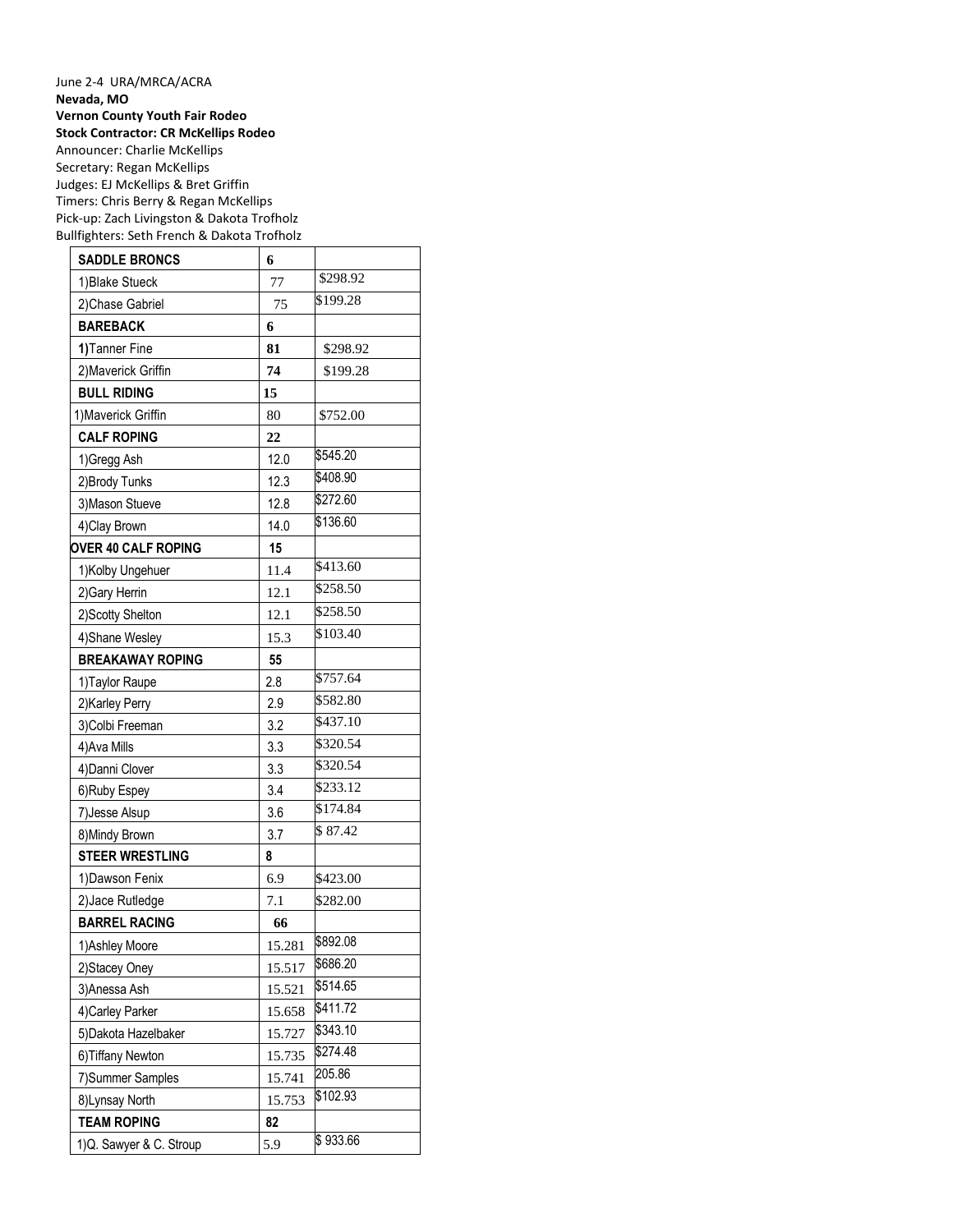June 2-4 URA/MRCA/ACRA

**Nevada, MO**

**Vernon County Youth Fair Rodeo**

**Stock Contractor: CR McKellips Rodeo**

Announcer: Charlie McKellips

Secretary: Regan McKellips

Judges: EJ McKellips & Bret Griffin

Timers: Chris Berry & Regan McKellips

Pick-up: Zach Livingston & Dakota Trofholz

Bullfighters: Seth French & Dakota Trofholz

| | | |
|---|---|---|
| **SADDLE BRONCS** | **6** | |
| 1)Blake Stueck | 77 | $298.92 |
| 2)Chase Gabriel | 75 | $199.28 |
| **BAREBACK** | **6** | |
| **1)**Tanner Fine | **81** | $298.92 |
| 2)Maverick Griffin | **74** | $199.28 |
| **BULL RIDING** | **15** | |
| 1)Maverick Griffin | 80 | $752.00 |
| **CALF ROPING** | **22** | |
| 1)Gregg Ash | 12.0 | $545.20 |
| 2)Brody Tunks | 12.3 | $408.90 |
| 3)Mason Stueve | 12.8 | $272.60 |
| 4)Clay Brown | 14.0 | $136.60 |
| **OVER 40 CALF ROPING** | **15** | |
| 1)Kolby Ungehuer | 11.4 | $413.60 |
| 2)Gary Herrin | 12.1 | $258.50 |
| 2)Scotty Shelton | 12.1 | $258.50 |
| 4)Shane Wesley | 15.3 | $103.40 |
| **BREAKAWAY ROPING** | **55** | |
| 1)Taylor Raupe | 2.8 | $757.64 |
| 2)Karley Perry | 2.9 | $582.80 |
| 3)Colbi Freeman | 3.2 | $437.10 |
| 4)Ava Mills | 3.3 | $320.54 |
| 4)Danni Clover | 3.3 | $320.54 |
| 6)Ruby Espey | 3.4 | $233.12 |
| 7)Jesse Alsup | 3.6 | $174.84 |
| 8)Mindy Brown | 3.7 | $ 87.42 |
| **STEER WRESTLING** | **8** | |
| 1)Dawson Fenix | 6.9 | $423.00 |
| 2)Jace Rutledge | 7.1 | $282.00 |
| **BARREL RACING** | **66** | |
| 1)Ashley Moore | 15.281 | $892.08 |
| 2)Stacey Oney | 15.517 | $686.20 |
| 3)Anessa Ash | 15.521 | $514.65 |
| 4)Carley Parker | 15.658 | $411.72 |
| 5)Dakota Hazelbaker | 15.727 | $343.10 |
| 6)Tiffany Newton | 15.735 | $274.48 |
| 7)Summer Samples | 15.741 | 205.86 |
| 8)Lynsay North | 15.753 | $102.93 |
| **TEAM ROPING** | **82** | |
| 1)Q. Sawyer & C. Stroup | 5.9 | $ 933.66 |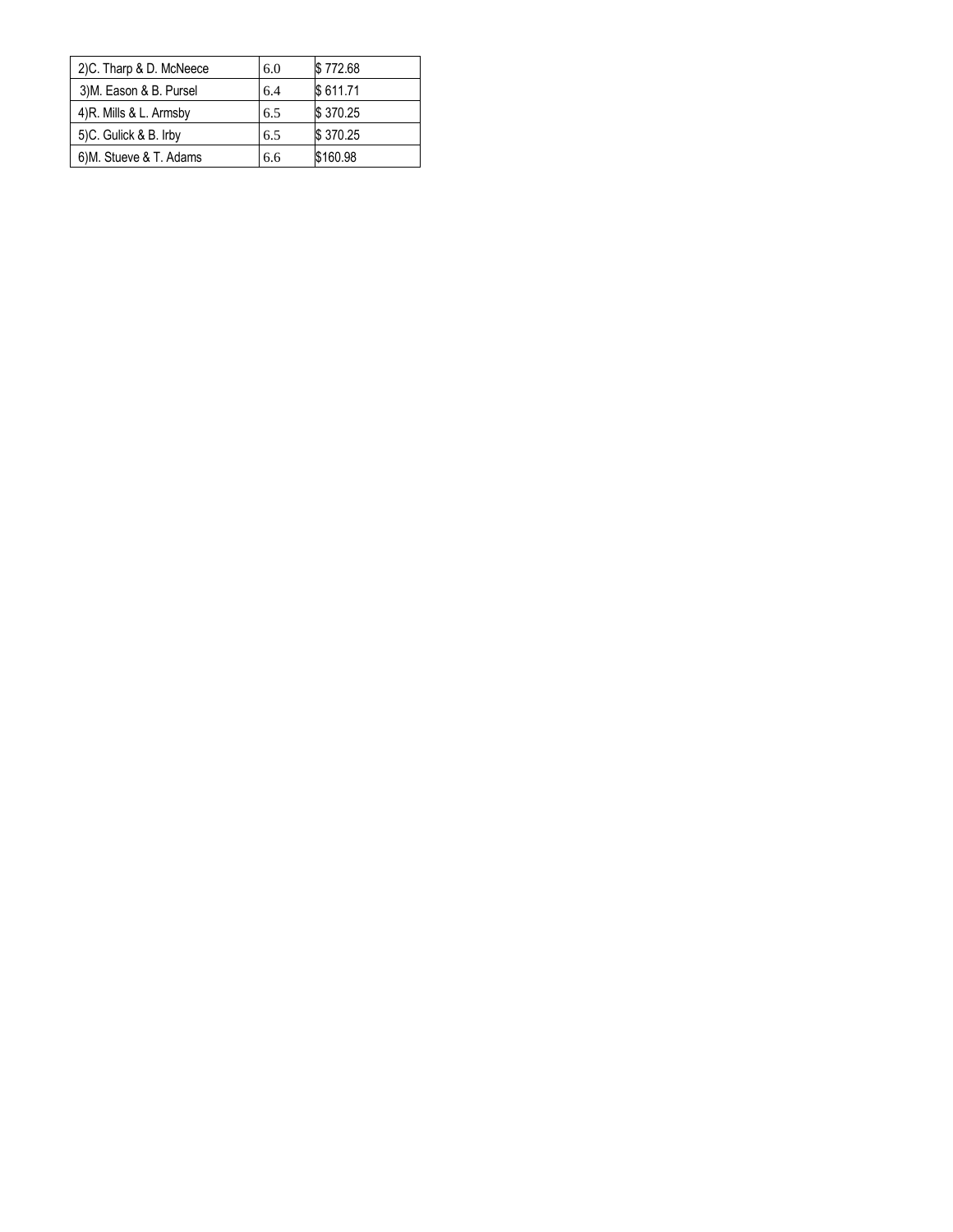| | | |
|---|---|---|
| 2)C. Tharp & D. McNeece | 6.0 | $ 772.68 |
| 3)M. Eason & B. Pursel | 6.4 | $ 611.71 |
| 4)R. Mills & L. Armsby | 6.5 | $ 370.25 |
| 5)C. Gulick & B. Irby | 6.5 | $ 370.25 |
| 6)M. Stueve & T. Adams | 6.6 | $160.98 |